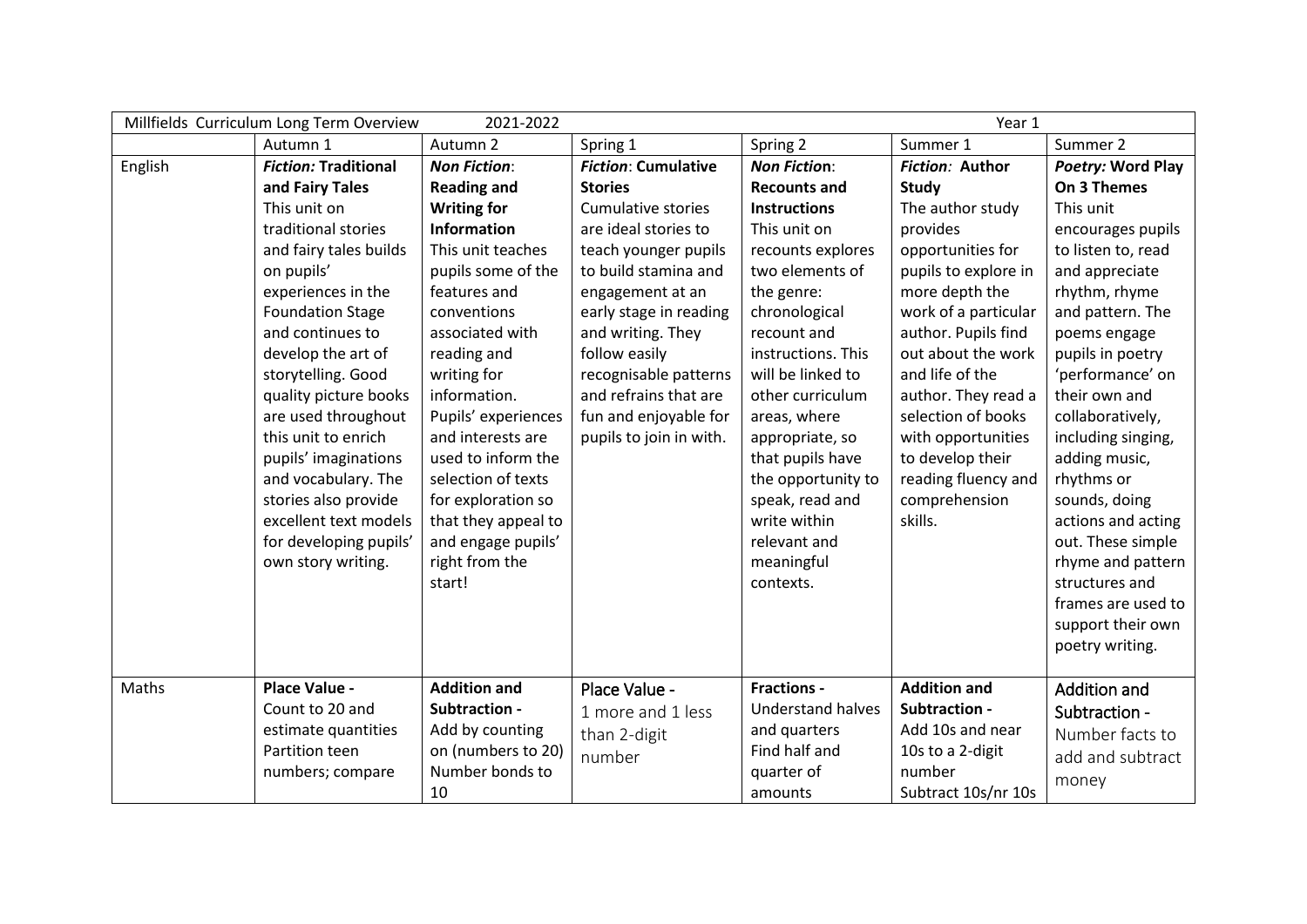| Millfields Curriculum Long Term Overview | 2021-2022 | | | Year 1 | | |
|---|---|---|---|---|---|---|
| | Autumn 1 | Autumn 2 | Spring 1 | Spring 2 | Summer 1 | Summer 2 |
| English | ***Fiction:* Traditional and Fairy Tales** This unit on traditional stories and fairy tales builds on pupils' experiences in the Foundation Stage and continues to develop the art of storytelling. Good quality picture books are used throughout this unit to enrich pupils' imaginations and vocabulary. The stories also provide excellent text models for developing pupils' own story writing. | ***Non Fiction*: Reading and Writing for Information** This unit teaches pupils some of the features and conventions associated with reading and writing for information. Pupils' experiences and interests are used to inform the selection of texts for exploration so that they appeal to and engage pupils' right from the start! | ***Fiction*: Cumulative Stories** Cumulative stories are ideal stories to teach younger pupils to build stamina and engagement at an early stage in reading and writing. They follow easily recognisable patterns and refrains that are fun and enjoyable for pupils to join in with. | ***Non Fiction*: Recounts and Instructions** This unit on recounts explores two elements of the genre: chronological recount and instructions. This will be linked to other curriculum areas, where appropriate, so that pupils have the opportunity to speak, read and write within relevant and meaningful contexts. | ***Fiction:* Author Study** The author study provides opportunities for pupils to explore in more depth the work of a particular author. Pupils find out about the work and life of the author. They read a selection of books with opportunities to develop their reading fluency and comprehension skills. | ***Poetry:* Word Play On 3 Themes** This unit encourages pupils to listen to, read and appreciate rhythm, rhyme and pattern. The poems engage pupils in poetry 'performance' on their own and collaboratively, including singing, adding music, rhythms or sounds, doing actions and acting out. These simple rhyme and pattern structures and frames are used to support their own poetry writing. |
| Maths | **Place Value -** Count to 20 and estimate quantities Partition teen numbers; compare | **Addition and Subtraction -** Add by counting on (numbers to 20) Number bonds to 10 | Place Value - 1 more and 1 less than 2-digit number | **Fractions -** Understand halves and quarters Find half and quarter of amounts | **Addition and Subtraction -** Add 10s and near 10s to a 2-digit number Subtract 10s/nr 10s | Addition and Subtraction - Number facts to add and subtract money |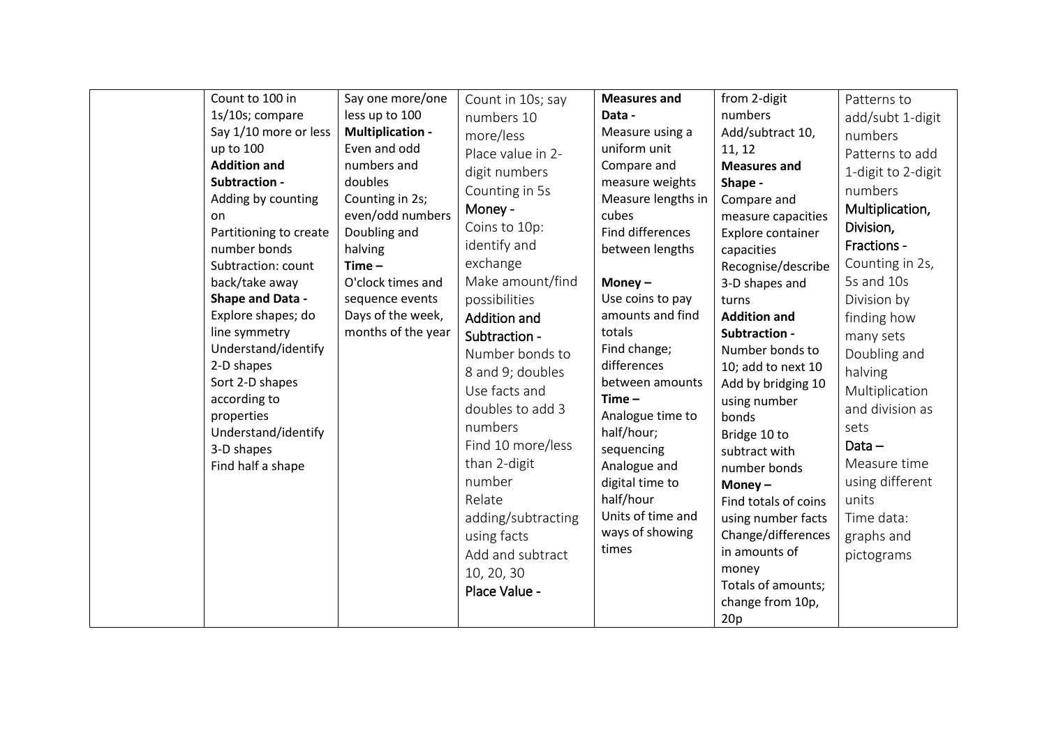| | | | | | | |
|---|---|---|---|---|---|---|
| | Count to 100 in 1s/10s; compare<br>Say 1/10 more or less up to 100<br>**Addition and Subtraction -**<br>Adding by counting on<br>Partitioning to create number bonds<br>Subtraction: count back/take away<br>**Shape and Data -**<br>Explore shapes; do line symmetry<br>Understand/identify 2-D shapes<br>Sort 2-D shapes according to properties<br>Understand/identify 3-D shapes<br>Find half a shape | Say one more/one less up to 100<br>**Multiplication -**<br>Even and odd numbers and doubles<br>Counting in 2s; even/odd numbers<br>Doubling and halving<br>**Time –**<br>O'clock times and sequence events<br>Days of the week, months of the year | Count in 10s; say numbers 10 more/less<br>Place value in 2-digit numbers<br>Counting in 5s<br>Money -<br>Coins to 10p: identify and exchange<br>Make amount/find possibilities<br>Addition and Subtraction -<br>Number bonds to 8 and 9; doubles<br>Use facts and doubles to add 3 numbers<br>Find 10 more/less than 2-digit number<br>Relate adding/subtracting using facts<br>Add and subtract 10, 20, 30<br>Place Value - | **Measures and Data -**<br>Measure using a uniform unit<br>Compare and measure weights<br>Measure lengths in cubes<br>Find differences between lengths<br><br>**Money –**<br>Use coins to pay amounts and find totals<br>Find change; differences between amounts<br>**Time –**<br>Analogue time to half/hour; sequencing<br>Analogue and digital time to half/hour<br>Units of time and ways of showing times | from 2-digit numbers<br>Add/subtract 10, 11, 12<br>**Measures and Shape -**<br>Compare and measure capacities<br>Explore container capacities<br>Recognise/describe 3-D shapes and turns<br>**Addition and Subtraction -**<br>Number bonds to 10; add to next 10<br>Add by bridging 10 using number bonds<br>Bridge 10 to subtract with number bonds<br>**Money –**<br>Find totals of coins using number facts<br>Change/differences in amounts of money<br>Totals of amounts; change from 10p, 20p | Patterns to add/subt 1-digit numbers<br>Patterns to add 1-digit to 2-digit numbers<br>Multiplication, Division, Fractions -<br>Counting in 2s, 5s and 10s<br>Division by finding how many sets<br>Doubling and halving<br>Multiplication and division as sets<br>Data –<br>Measure time using different units<br>Time data: graphs and pictograms |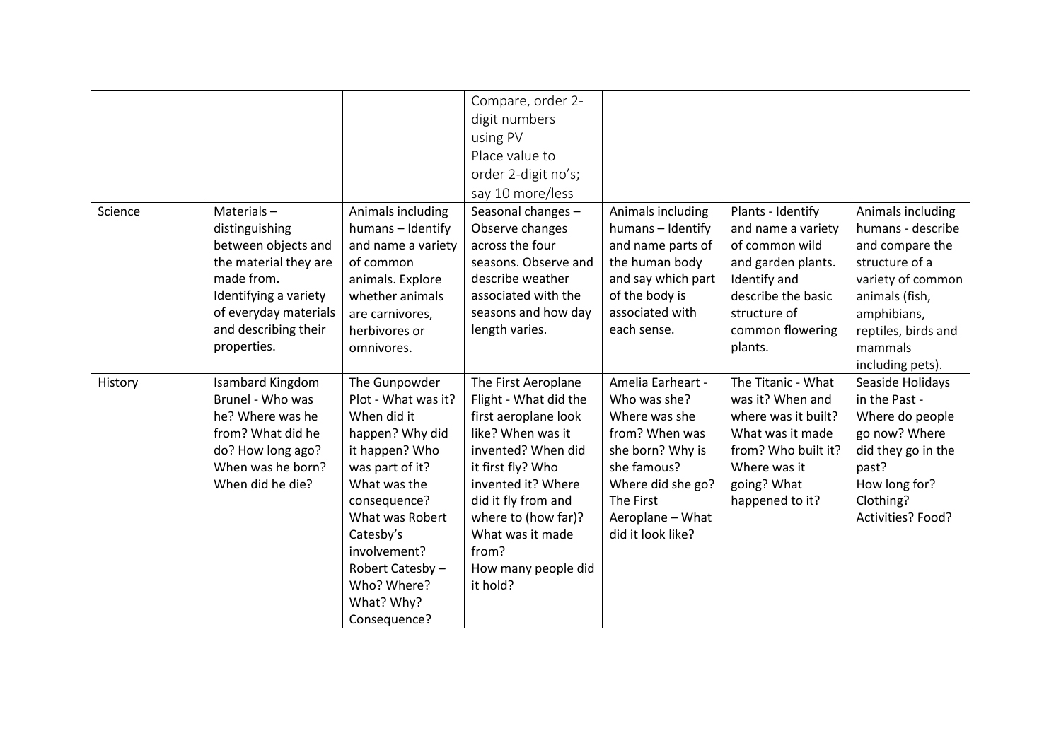|  |  |  | Compare, order 2-digit numbers using PV Place value to order 2-digit no's; say 10 more/less |  |  |  |
|---|---|---|---|---|---|---|
| Science | Materials – distinguishing between objects and the material they are made from. Identifying a variety of everyday materials and describing their properties. | Animals including humans – Identify and name a variety of common animals. Explore whether animals are carnivores, herbivores or omnivores. | Seasonal changes – Observe changes across the four seasons. Observe and describe weather associated with the seasons and how day length varies. | Animals including humans – Identify and name parts of the human body and say which part of the body is associated with each sense. | Plants - Identify and name a variety of common wild and garden plants. Identify and describe the basic structure of common flowering plants. | Animals including humans - describe and compare the structure of a variety of common animals (fish, amphibians, reptiles, birds and mammals including pets). |
| History | Isambard Kingdom Brunel - Who was he? Where was he from? What did he do? How long ago? When was he born? When did he die? | The Gunpowder Plot - What was it? When did it happen? Why did it happen? Who was part of it? What was the consequence? What was Robert Catesby's involvement? Robert Catesby – Who? Where? What? Why? Consequence? | The First Aeroplane Flight - What did the first aeroplane look like? When was it invented? When did it first fly? Who invented it? Where did it fly from and where to (how far)? What was it made from? How many people did it hold? | Amelia Earheart - Who was she? Where was she from? When was she born? Why is she famous? Where did she go? The First Aeroplane – What did it look like? | The Titanic - What was it? When and where was it built? What was it made from? Who built it? Where was it going? What happened to it? | Seaside Holidays in the Past - Where do people go now? Where did they go in the past? How long for? Clothing? Activities? Food? |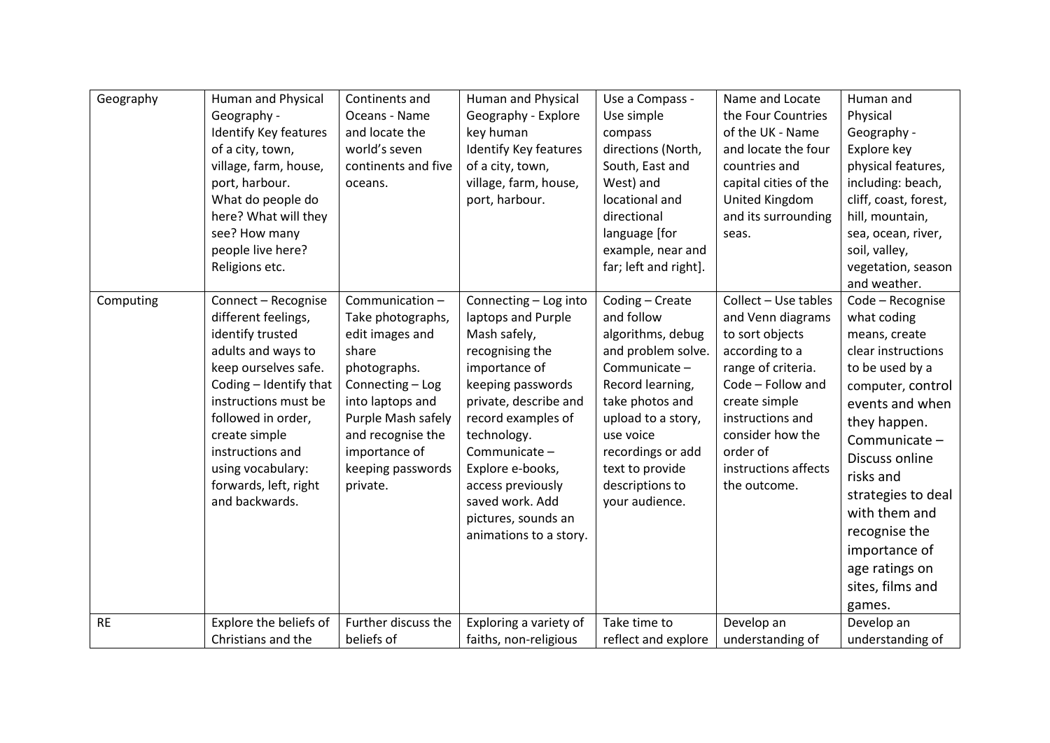| Geography | Human and Physical Geography - Identify Key features of a city, town, village, farm, house, port, harbour. What do people do here? What will they see? How many people live here? Religions etc. | Continents and Oceans - Name and locate the world's seven continents and five oceans. | Human and Physical Geography - Explore key human Identify Key features of a city, town, village, farm, house, port, harbour. | Use a Compass - Use simple compass directions (North, South, East and West) and locational and directional language [for example, near and far; left and right]. | Name and Locate the Four Countries of the UK - Name and locate the four countries and capital cities of the United Kingdom and its surrounding seas. | Human and Physical Geography - Explore key physical features, including: beach, cliff, coast, forest, hill, mountain, sea, ocean, river, soil, valley, vegetation, season and weather. |
|---|---|---|---|---|---|---|
| Computing | Connect – Recognise different feelings, identify trusted adults and ways to keep ourselves safe. Coding – Identify that instructions must be followed in order, create simple instructions and using vocabulary: forwards, left, right and backwards. | Communication – Take photographs, edit images and share photographs. Connecting – Log into laptops and Purple Mash safely and recognise the importance of keeping passwords private. | Connecting – Log into laptops and Purple Mash safely, recognising the importance of keeping passwords private, describe and record examples of technology. Communicate – Explore e-books, access previously saved work. Add pictures, sounds an animations to a story. | Coding – Create and follow algorithms, debug and problem solve. Communicate – Record learning, take photos and upload to a story, use voice recordings or add text to provide descriptions to your audience. | Collect – Use tables and Venn diagrams to sort objects according to a range of criteria. Code – Follow and create simple instructions and consider how the order of instructions affects the outcome. | Code – Recognise what coding means, create clear instructions to be used by a computer, control events and when they happen. Communicate – Discuss online risks and strategies to deal with them and recognise the importance of age ratings on sites, films and games. |
| RE | Explore the beliefs of Christians and the | Further discuss the beliefs of | Exploring a variety of faiths, non-religious | Take time to reflect and explore | Develop an understanding of | Develop an understanding of |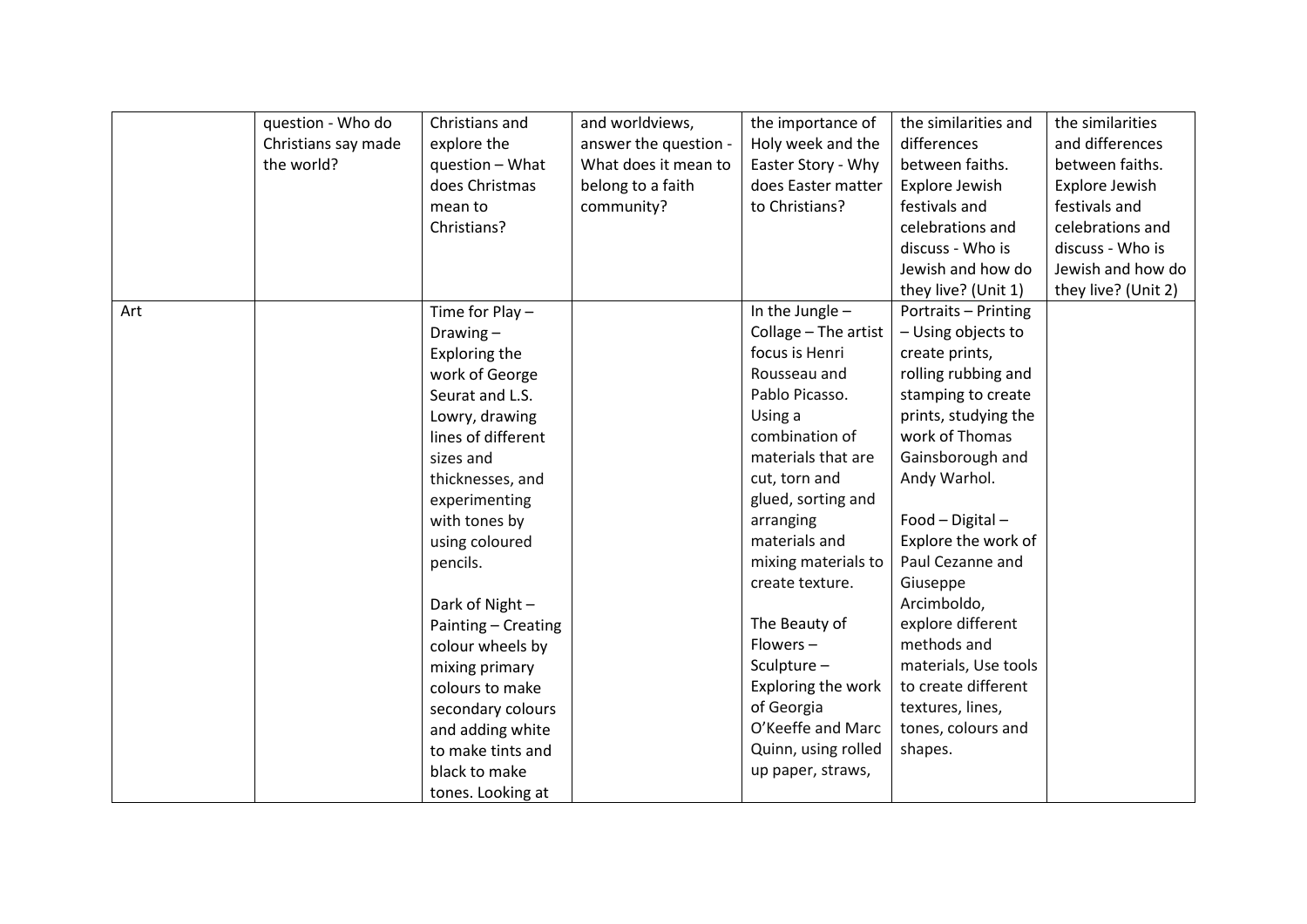| | | | | | | |
|---|---|---|---|---|---|---|
| | question - Who do Christians say made the world? | Christians and explore the question – What does Christmas mean to Christians? | and worldviews, answer the question - What does it mean to belong to a faith community? | the importance of Holy week and the Easter Story - Why does Easter matter to Christians? | the similarities and differences between faiths. Explore Jewish festivals and celebrations and discuss - Who is Jewish and how do they live? (Unit 1) | the similarities and differences between faiths. Explore Jewish festivals and celebrations and discuss - Who is Jewish and how do they live? (Unit 2) |
| Art | | Time for Play – Drawing – Exploring the work of George Seurat and L.S. Lowry, drawing lines of different sizes and thicknesses, and experimenting with tones by using coloured pencils.<br><br>Dark of Night – Painting – Creating colour wheels by mixing primary colours to make secondary colours and adding white to make tints and black to make tones. Looking at | | In the Jungle – Collage – The artist focus is Henri Rousseau and Pablo Picasso. Using a combination of materials that are cut, torn and glued, sorting and arranging materials and mixing materials to create texture.<br><br>The Beauty of Flowers – Sculpture – Exploring the work of Georgia O'Keeffe and Marc Quinn, using rolled up paper, straws, | Portraits – Printing – Using objects to create prints, rolling rubbing and stamping to create prints, studying the work of Thomas Gainsborough and Andy Warhol.<br><br>Food – Digital – Explore the work of Paul Cezanne and Giuseppe Arcimboldo, explore different methods and materials, Use tools to create different textures, lines, tones, colours and shapes. | |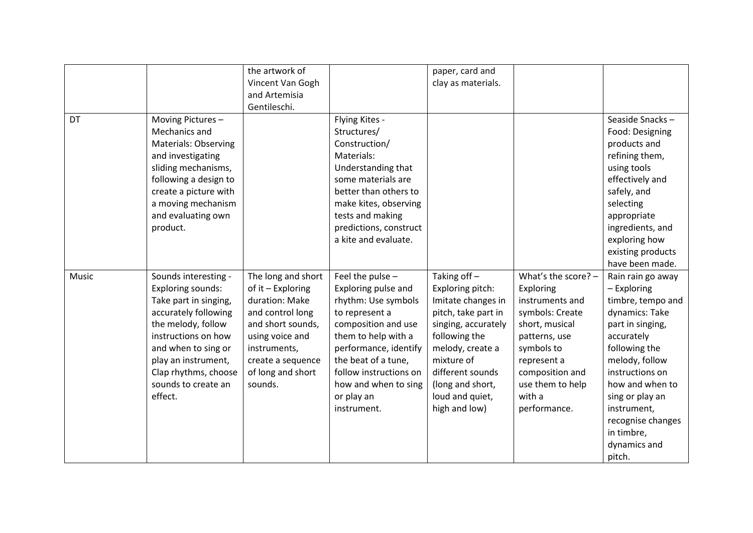| | | | | | | |
|---|---|---|---|---|---|---|
| | | the artwork of Vincent Van Gogh and Artemisia Gentileschi. | | paper, card and clay as materials. | | |
| DT | Moving Pictures – Mechanics and Materials: Observing and investigating sliding mechanisms, following a design to create a picture with a moving mechanism and evaluating own product. | | Flying Kites - Structures/ Construction/ Materials: Understanding that some materials are better than others to make kites, observing tests and making predictions, construct a kite and evaluate. | | | Seaside Snacks – Food: Designing products and refining them, using tools effectively and safely, and selecting appropriate ingredients, and exploring how existing products have been made. |
| Music | Sounds interesting - Exploring sounds: Take part in singing, accurately following the melody, follow instructions on how and when to sing or play an instrument, Clap rhythms, choose sounds to create an effect. | The long and short of it – Exploring duration: Make and control long and short sounds, using voice and instruments, create a sequence of long and short sounds. | Feel the pulse – Exploring pulse and rhythm: Use symbols to represent a composition and use them to help with a performance, identify the beat of a tune, follow instructions on how and when to sing or play an instrument. | Taking off – Exploring pitch: Imitate changes in pitch, take part in singing, accurately following the melody, create a mixture of different sounds (long and short, loud and quiet, high and low) | What's the score? – Exploring instruments and symbols: Create short, musical patterns, use symbols to represent a composition and use them to help with a performance. | Rain rain go away – Exploring timbre, tempo and dynamics: Take part in singing, accurately following the melody, follow instructions on how and when to sing or play an instrument, recognise changes in timbre, dynamics and pitch. |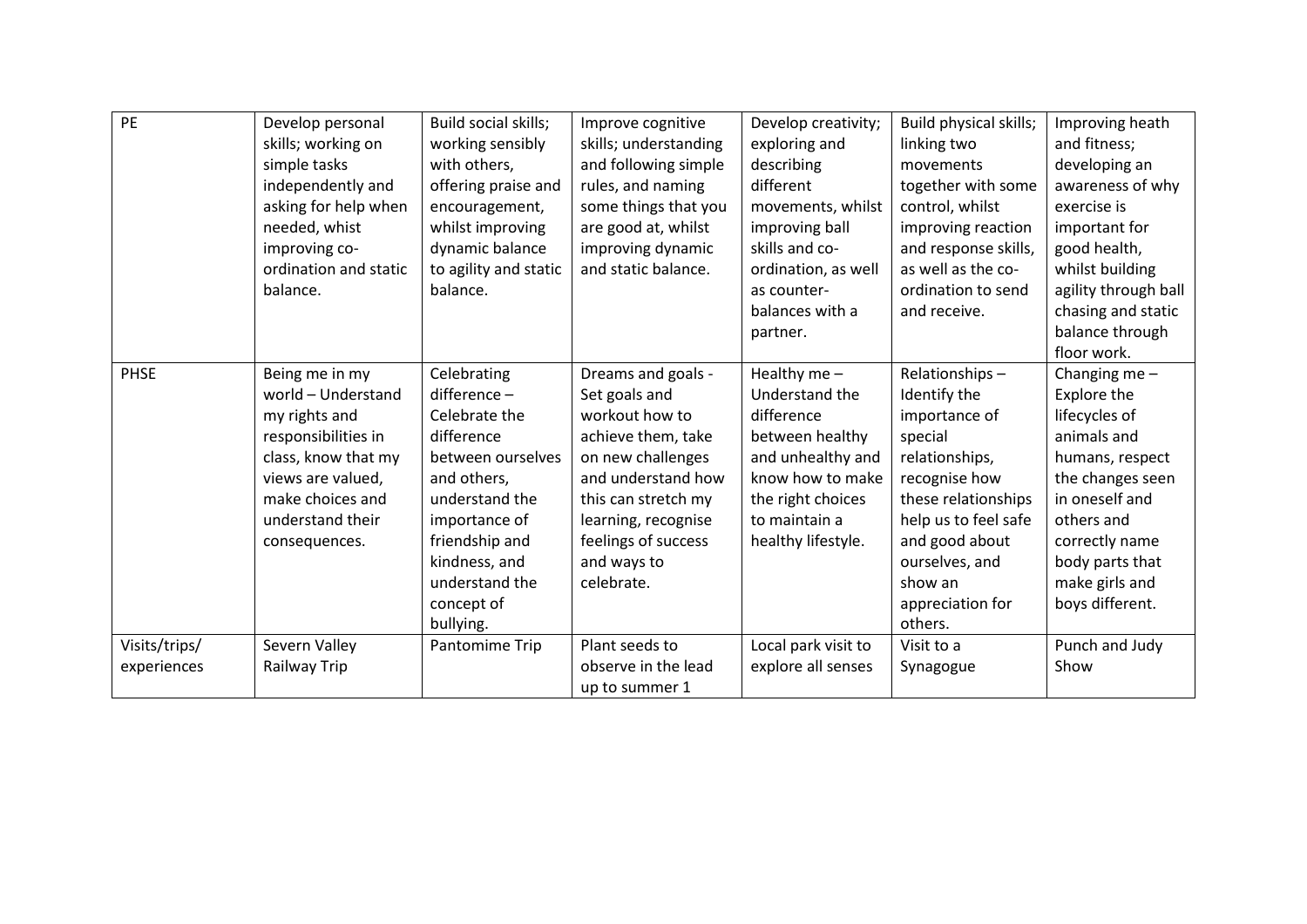| | | | | | | |
|---|---|---|---|---|---|---|
| PE | Develop personal skills; working on simple tasks independently and asking for help when needed, whist improving co-ordination and static balance. | Build social skills; working sensibly with others, offering praise and encouragement, whilst improving dynamic balance to agility and static balance. | Improve cognitive skills; understanding and following simple rules, and naming some things that you are good at, whilst improving dynamic and static balance. | Develop creativity; exploring and describing different movements, whilst improving ball skills and co-ordination, as well as counter-balances with a partner. | Build physical skills; linking two movements together with some control, whilst improving reaction and response skills, as well as the co-ordination to send and receive. | Improving heath and fitness; developing an awareness of why exercise is important for good health, whilst building agility through ball chasing and static balance through floor work. |
| PHSE | Being me in my world – Understand my rights and responsibilities in class, know that my views are valued, make choices and understand their consequences. | Celebrating difference – Celebrate the difference between ourselves and others, understand the importance of friendship and kindness, and understand the concept of bullying. | Dreams and goals - Set goals and workout how to achieve them, take on new challenges and understand how this can stretch my learning, recognise feelings of success and ways to celebrate. | Healthy me – Understand the difference between healthy and unhealthy and know how to make the right choices to maintain a healthy lifestyle. | Relationships – Identify the importance of special relationships, recognise how these relationships help us to feel safe and good about ourselves, and show an appreciation for others. | Changing me – Explore the lifecycles of animals and humans, respect the changes seen in oneself and others and correctly name body parts that make girls and boys different. |
| Visits/trips/ experiences | Severn Valley Railway Trip | Pantomime Trip | Plant seeds to observe in the lead up to summer 1 | Local park visit to explore all senses | Visit to a Synagogue | Punch and Judy Show |